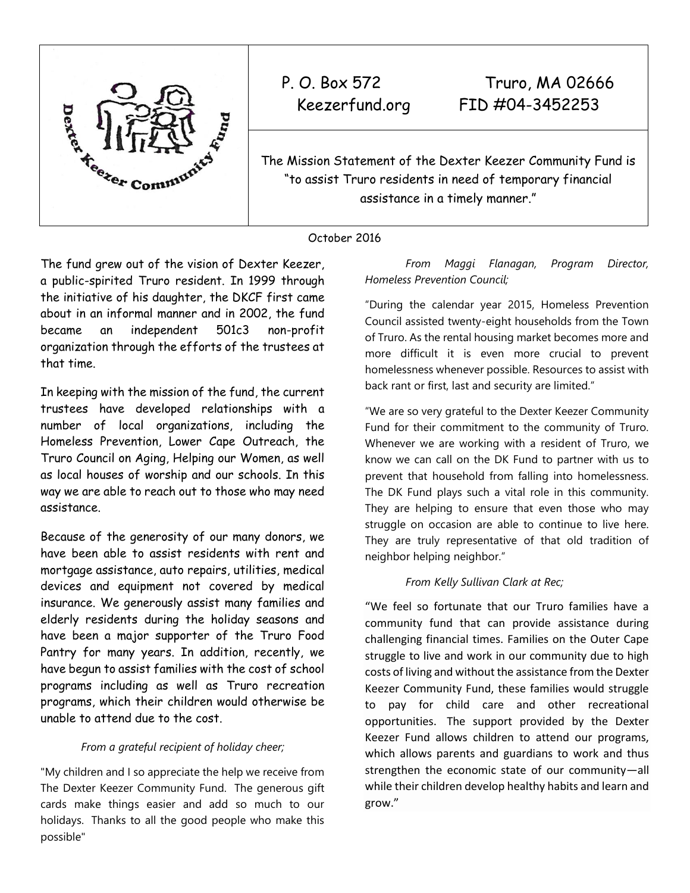P. O. Box 572 Truro, MA 02666
Keezerfund.org FID #04-3452253

The Mission Statement of the Dexter Keezer Community Fund is "to assist Truro residents in need of temporary financial assistance in a timely manner."

October 2016

The fund grew out of the vision of Dexter Keezer, a public-spirited Truro resident. In 1999 through the initiative of his daughter, the DKCF first came about in an informal manner and in 2002, the fund became an independent 501c3 non-profit organization through the efforts of the trustees at that time.

In keeping with the mission of the fund, the current trustees have developed relationships with a number of local organizations, including the Homeless Prevention, Lower Cape Outreach, the Truro Council on Aging, Helping our Women, as well as local houses of worship and our schools. In this way we are able to reach out to those who may need assistance.

Because of the generosity of our many donors, we have been able to assist residents with rent and mortgage assistance, auto repairs, utilities, medical devices and equipment not covered by medical insurance. We generously assist many families and elderly residents during the holiday seasons and have been a major supporter of the Truro Food Pantry for many years. In addition, recently, we have begun to assist families with the cost of school programs including as well as Truro recreation programs, which their children would otherwise be unable to attend due to the cost.

*From a grateful recipient of holiday cheer;*

"My children and I so appreciate the help we receive from The Dexter Keezer Community Fund. The generous gift cards make things easier and add so much to our holidays. Thanks to all the good people who make this possible"

*From Maggi Flanagan, Program Director, Homeless Prevention Council;*

"During the calendar year 2015, Homeless Prevention Council assisted twenty-eight households from the Town of Truro. As the rental housing market becomes more and more difficult it is even more crucial to prevent homelessness whenever possible. Resources to assist with back rant or first, last and security are limited."

"We are so very grateful to the Dexter Keezer Community Fund for their commitment to the community of Truro. Whenever we are working with a resident of Truro, we know we can call on the DK Fund to partner with us to prevent that household from falling into homelessness. The DK Fund plays such a vital role in this community. They are helping to ensure that even those who may struggle on occasion are able to continue to live here. They are truly representative of that old tradition of neighbor helping neighbor."

*From Kelly Sullivan Clark at Rec;*

"We feel so fortunate that our Truro families have a community fund that can provide assistance during challenging financial times. Families on the Outer Cape struggle to live and work in our community due to high costs of living and without the assistance from the Dexter Keezer Community Fund, these families would struggle to pay for child care and other recreational opportunities. The support provided by the Dexter Keezer Fund allows children to attend our programs, which allows parents and guardians to work and thus strengthen the economic state of our community—all while their children develop healthy habits and learn and grow."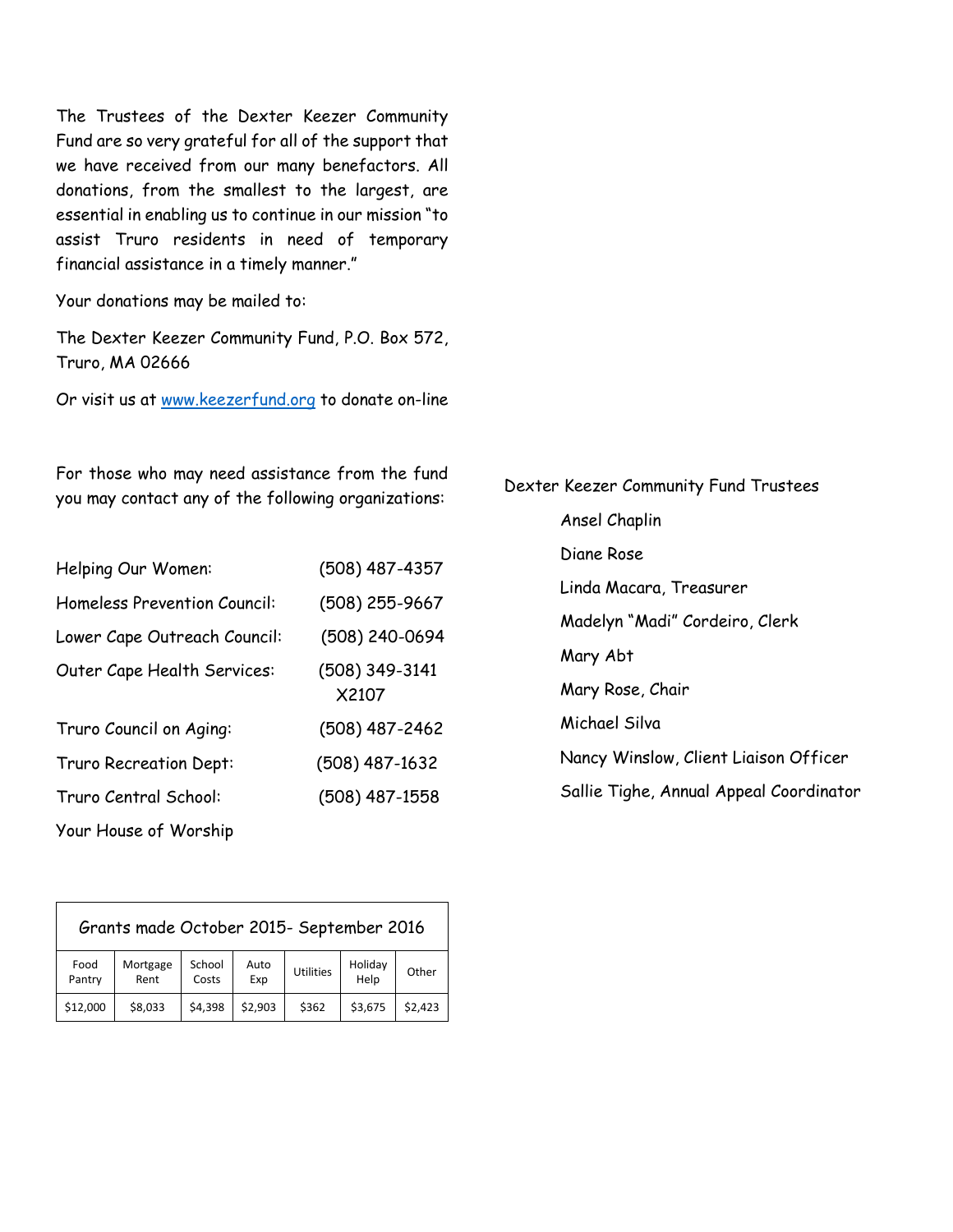The Trustees of the Dexter Keezer Community Fund are so very grateful for all of the support that we have received from our many benefactors. All donations, from the smallest to the largest, are essential in enabling us to continue in our mission "to assist Truro residents in need of temporary financial assistance in a timely manner."

Your donations may be mailed to:

The Dexter Keezer Community Fund, P.O. Box 572, Truro, MA 02666

Or visit us at [www.keezerfund.org](http://www.keezerfund.org) to donate on-line

For those who may need assistance from the fund you may contact any of the following organizations:

| | |
|---|---|
| Helping Our Women: | (508) 487-4357 |
| Homeless Prevention Council: | (508) 255-9667 |
| Lower Cape Outreach Council: | (508) 240-0694 |
| Outer Cape Health Services: | (508) 349-3141 X2107 |
| Truro Council on Aging: | (508) 487-2462 |
| Truro Recreation Dept: | (508) 487-1632 |
| Truro Central School: | (508) 487-1558 |
| Your House of Worship | |

| Grants made October 2015- September 2016 | | | | | | |
|---|---|---|---|---|---|---|
| Food Pantry | Mortgage Rent | School Costs | Auto Exp | Utilities | Holiday Help | Other |
| $12,000 | $8,033 | $4,398 | $2,903 | $362 | $3,675 | $2,423 |

Dexter Keezer Community Fund Trustees

- Ansel Chaplin
- Diane Rose
- Linda Macara, Treasurer
- Madelyn "Madi" Cordeiro, Clerk
- Mary Abt
- Mary Rose, Chair
- Michael Silva
- Nancy Winslow, Client Liaison Officer
- Sallie Tighe, Annual Appeal Coordinator